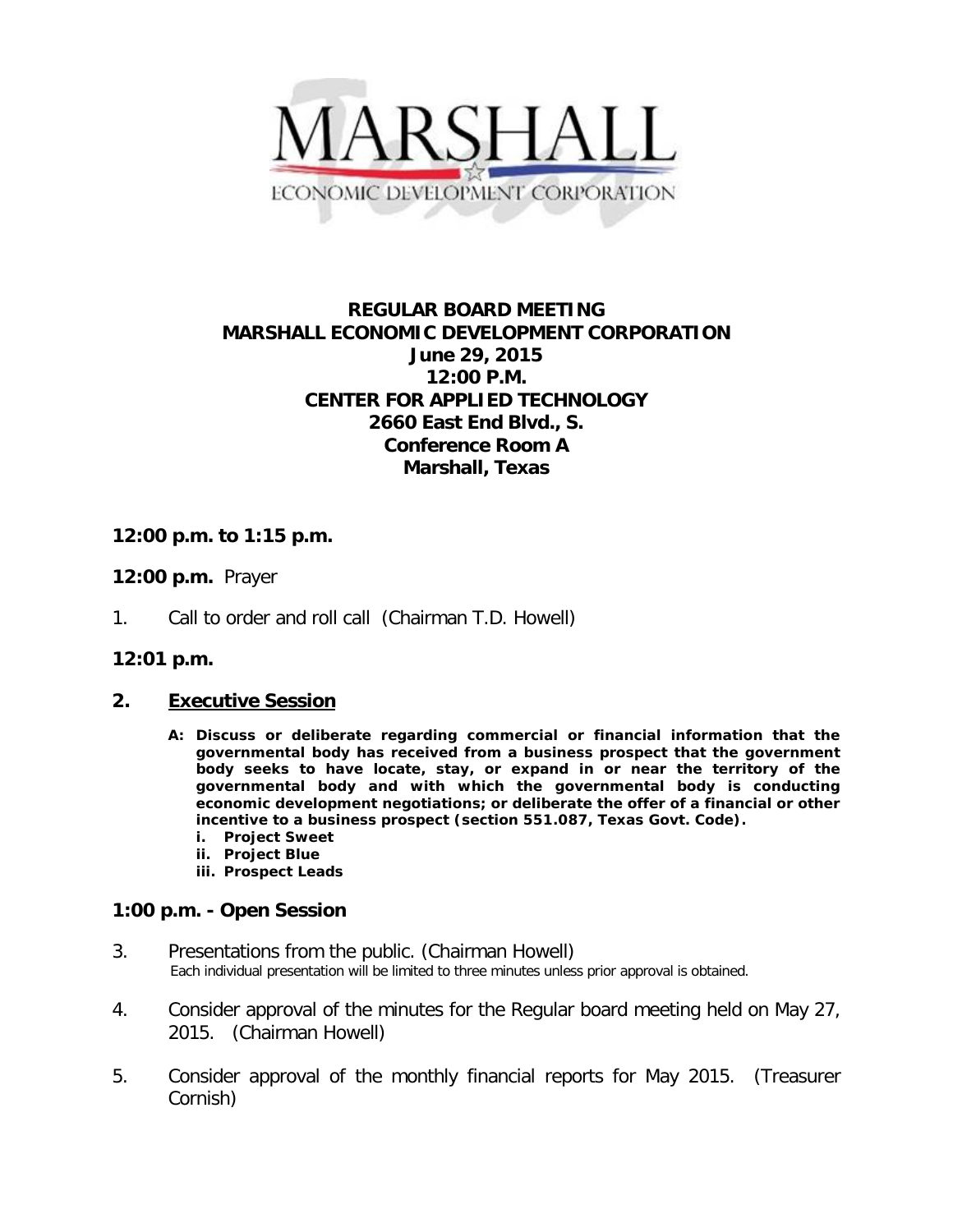MARSHALL
ECONOMIC DEVELOPMENT CORPORATION

# REGULAR BOARD MEETING
# MARSHALL ECONOMIC DEVELOPMENT CORPORATION

**June 29, 2015**
**12:00 P.M.**
**CENTER FOR APPLIED TECHNOLOGY**
**2660 East End Blvd., S.**
**Conference Room A**
**Marshall, Texas**

**12:00 p.m. to 1:15 p.m.**

**12:00 p.m.** Prayer

1. Call to order and roll call (Chairman T.D. Howell)

**12:01 p.m.**

2. **<u>Executive Session</u>**

   **A: Discuss or deliberate regarding commercial or financial information that the governmental body has received from a business prospect that the government body seeks to have locate, stay, or expand in or near the territory of the governmental body and with which the governmental body is conducting economic development negotiations; or deliberate the offer of a financial or other incentive to a business prospect (section 551.087, Texas Govt. Code).**

   **i. Project Sweet**
   **ii. Project Blue**
   **iii. Prospect Leads**

**1:00 p.m. - Open Session**

3. Presentations from the public. (Chairman Howell)
   Each individual presentation will be limited to three minutes unless prior approval is obtained.

4. Consider approval of the minutes for the Regular board meeting held on May 27, 2015. (Chairman Howell)

5. Consider approval of the monthly financial reports for May 2015. (Treasurer Cornish)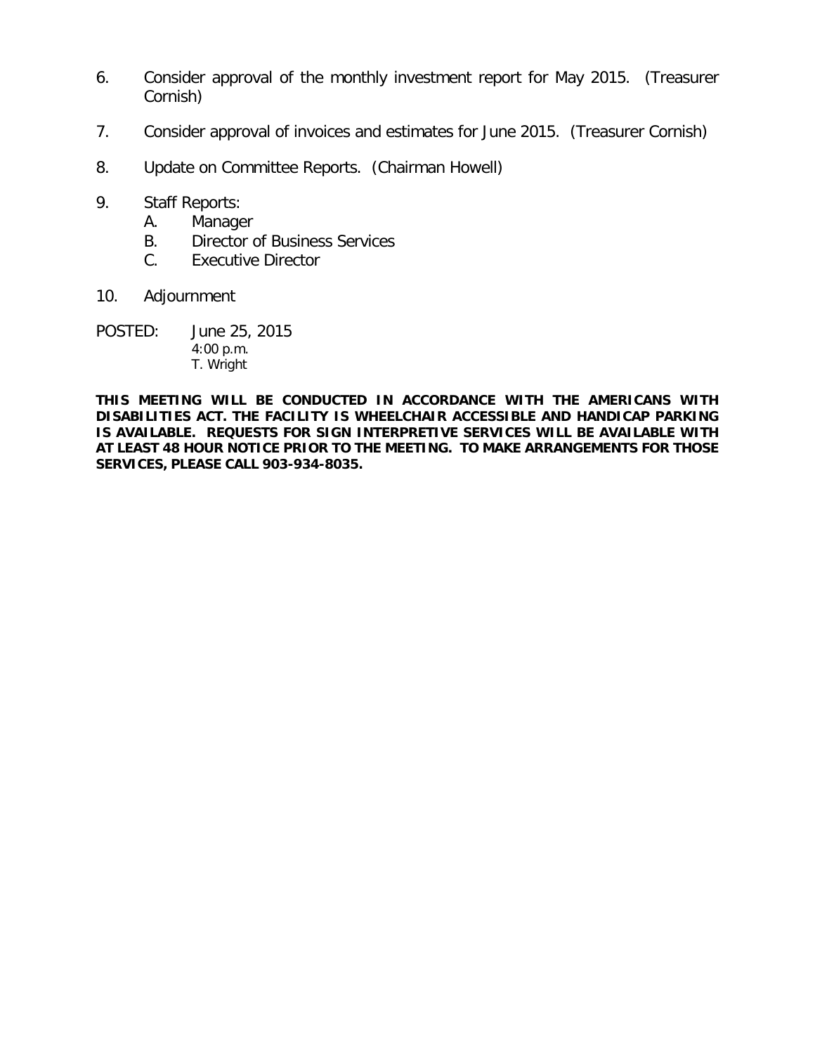6. Consider approval of the monthly investment report for May 2015. (Treasurer Cornish)

7. Consider approval of invoices and estimates for June 2015. (Treasurer Cornish)

8. Update on Committee Reports. (Chairman Howell)

9. Staff Reports:
   A. Manager
   B. Director of Business Services
   C. Executive Director

10. Adjournment

POSTED: June 25, 2015
4:00 p.m.
T. Wright

**THIS MEETING WILL BE CONDUCTED IN ACCORDANCE WITH THE AMERICANS WITH DISABILITIES ACT. THE FACILITY IS WHEELCHAIR ACCESSIBLE AND HANDICAP PARKING IS AVAILABLE. REQUESTS FOR SIGN INTERPRETIVE SERVICES WILL BE AVAILABLE WITH AT LEAST 48 HOUR NOTICE PRIOR TO THE MEETING. TO MAKE ARRANGEMENTS FOR THOSE SERVICES, PLEASE CALL 903-934-8035.**